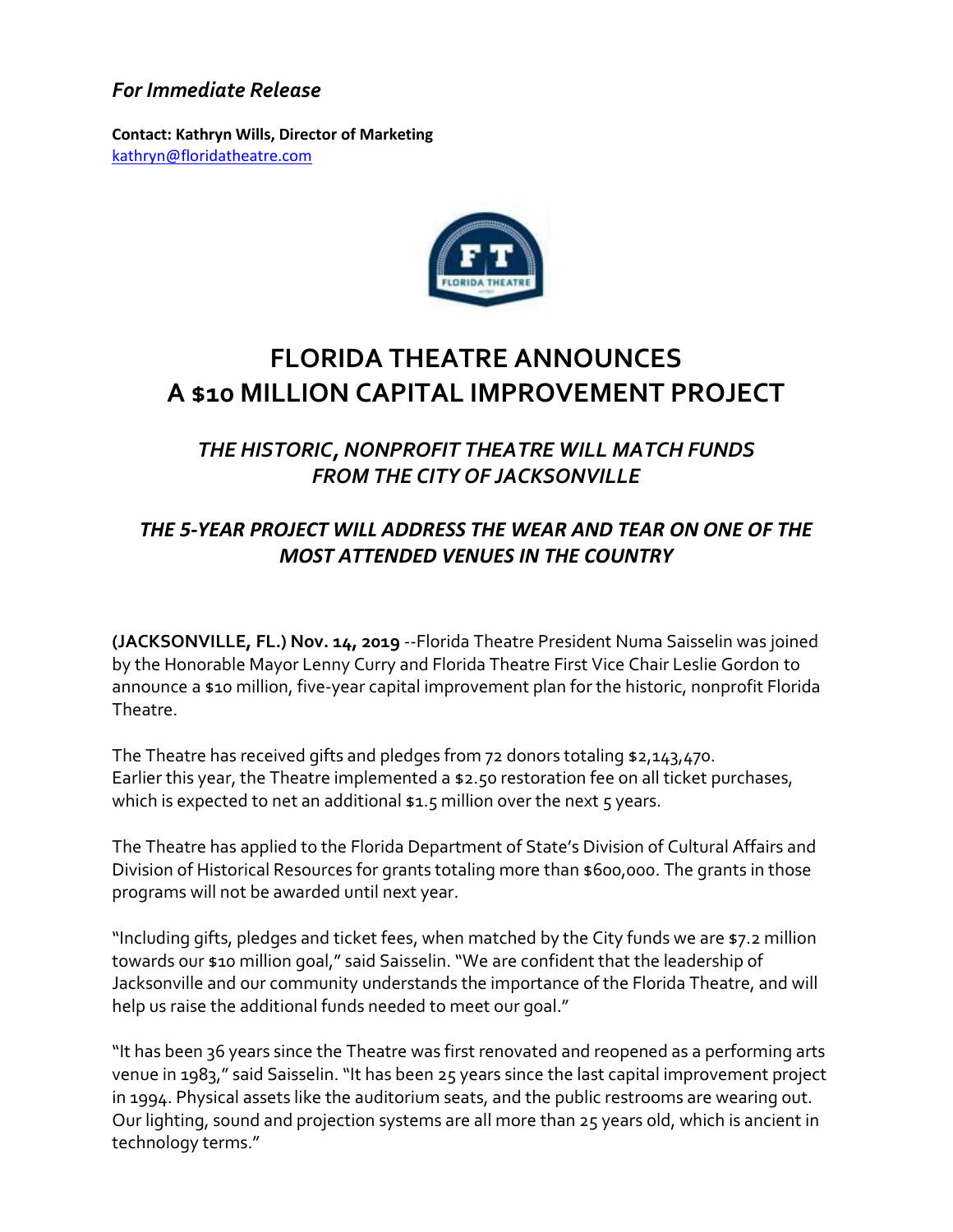*For Immediate Release*

**Contact: Kathryn Wills, Director of Marketing**
kathryn@floridatheatre.com

# FLORIDA THEATRE ANNOUNCES A $10 MILLION CAPITAL IMPROVEMENT PROJECT

## *THE HISTORIC, NONPROFIT THEATRE WILL MATCH FUNDS FROM THE CITY OF JACKSONVILLE*

## *THE 5-YEAR PROJECT WILL ADDRESS THE WEAR AND TEAR ON ONE OF THE MOST ATTENDED VENUES IN THE COUNTRY*

**(JACKSONVILLE, FL.) Nov. 14, 2019** --Florida Theatre President Numa Saisselin was joined by the Honorable Mayor Lenny Curry and Florida Theatre First Vice Chair Leslie Gordon to announce a $10 million, five-year capital improvement plan for the historic, nonprofit Florida Theatre.

The Theatre has received gifts and pledges from 72 donors totaling $2,143,470. Earlier this year, the Theatre implemented a $2.50 restoration fee on all ticket purchases, which is expected to net an additional $1.5 million over the next 5 years.

The Theatre has applied to the Florida Department of State's Division of Cultural Affairs and Division of Historical Resources for grants totaling more than $600,000. The grants in those programs will not be awarded until next year.

"Including gifts, pledges and ticket fees, when matched by the City funds we are $7.2 million towards our $10 million goal," said Saisselin. "We are confident that the leadership of Jacksonville and our community understands the importance of the Florida Theatre, and will help us raise the additional funds needed to meet our goal."

"It has been 36 years since the Theatre was first renovated and reopened as a performing arts venue in 1983," said Saisselin. "It has been 25 years since the last capital improvement project in 1994. Physical assets like the auditorium seats, and the public restrooms are wearing out. Our lighting, sound and projection systems are all more than 25 years old, which is ancient in technology terms."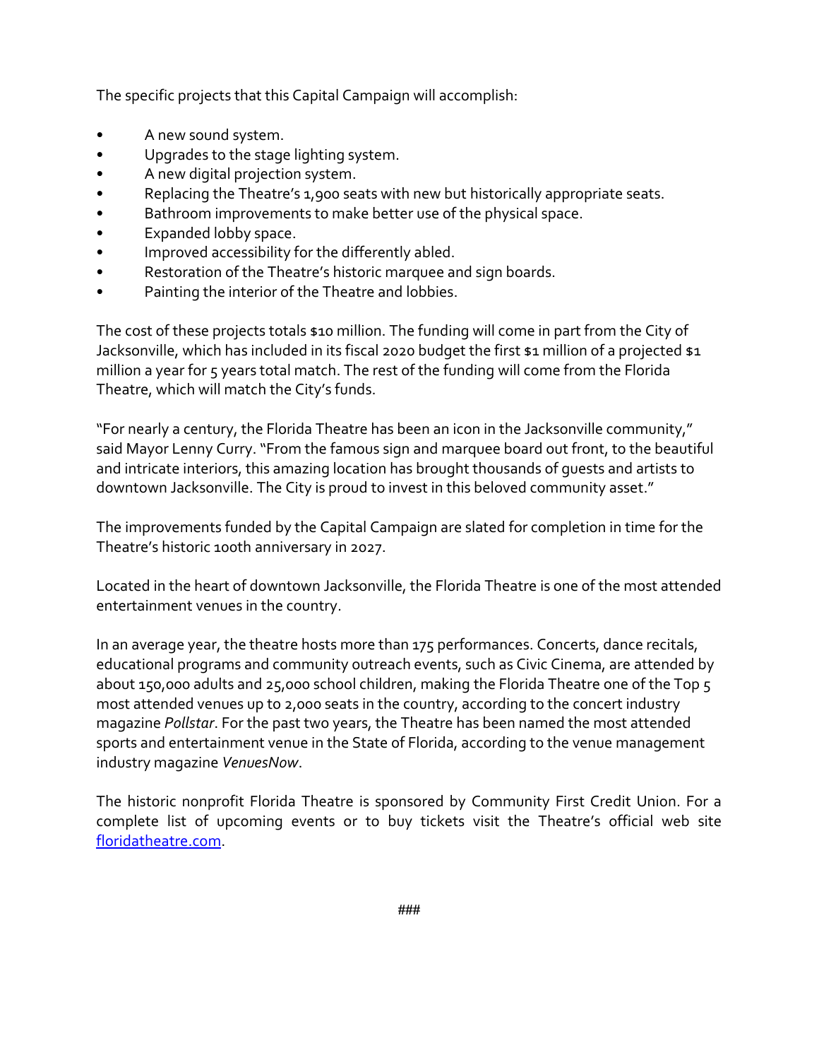The specific projects that this Capital Campaign will accomplish:

- A new sound system.
- Upgrades to the stage lighting system.
- A new digital projection system.
- Replacing the Theatre's 1,900 seats with new but historically appropriate seats.
- Bathroom improvements to make better use of the physical space.
- Expanded lobby space.
- Improved accessibility for the differently abled.
- Restoration of the Theatre's historic marquee and sign boards.
- Painting the interior of the Theatre and lobbies.

The cost of these projects totals $10 million. The funding will come in part from the City of Jacksonville, which has included in its fiscal 2020 budget the first $1 million of a projected $1 million a year for 5 years total match. The rest of the funding will come from the Florida Theatre, which will match the City's funds.

"For nearly a century, the Florida Theatre has been an icon in the Jacksonville community," said Mayor Lenny Curry. "From the famous sign and marquee board out front, to the beautiful and intricate interiors, this amazing location has brought thousands of guests and artists to downtown Jacksonville. The City is proud to invest in this beloved community asset."

The improvements funded by the Capital Campaign are slated for completion in time for the Theatre's historic 100th anniversary in 2027.

Located in the heart of downtown Jacksonville, the Florida Theatre is one of the most attended entertainment venues in the country.

In an average year, the theatre hosts more than 175 performances. Concerts, dance recitals, educational programs and community outreach events, such as Civic Cinema, are attended by about 150,000 adults and 25,000 school children, making the Florida Theatre one of the Top 5 most attended venues up to 2,000 seats in the country, according to the concert industry magazine *Pollstar*. For the past two years, the Theatre has been named the most attended sports and entertainment venue in the State of Florida, according to the venue management industry magazine *VenuesNow*.

The historic nonprofit Florida Theatre is sponsored by Community First Credit Union. For a complete list of upcoming events or to buy tickets visit the Theatre's official web site [floridatheatre.com](http://floridatheatre.com).

###